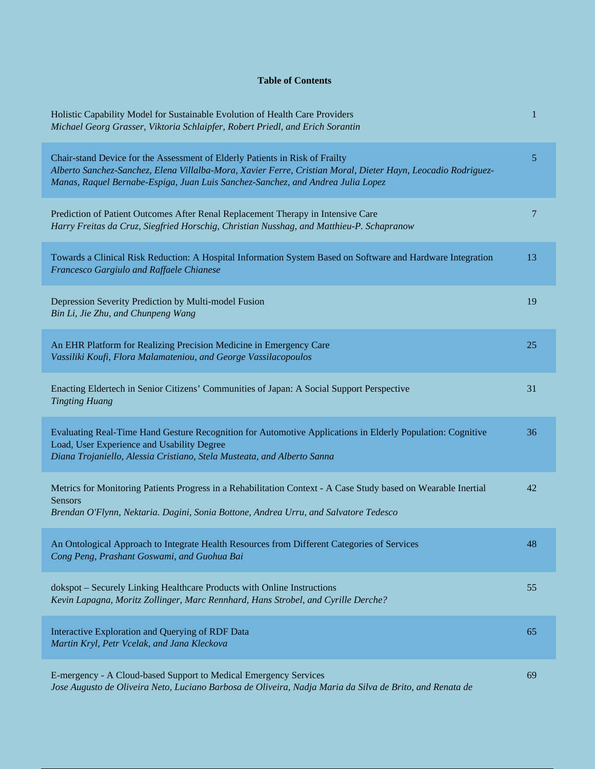**Table of Contents**

Holistic Capability Model for Sustainable Evolution of Health Care Providers
*Michael Georg Grasser, Viktoria Schlaipfer, Robert Priedl, and Erich Sorantin* — 1

Chair-stand Device for the Assessment of Elderly Patients in Risk of Frailty
*Alberto Sanchez-Sanchez, Elena Villalba-Mora, Xavier Ferre, Cristian Moral, Dieter Hayn, Leocadio Rodriguez-Manas, Raquel Bernabe-Espiga, Juan Luis Sanchez-Sanchez, and Andrea Julia Lopez* — 5

Prediction of Patient Outcomes After Renal Replacement Therapy in Intensive Care
*Harry Freitas da Cruz, Siegfried Horschig, Christian Nusshag, and Matthieu-P. Schapranow* — 7

Towards a Clinical Risk Reduction: A Hospital Information System Based on Software and Hardware Integration
*Francesco Gargiulo and Raffaele Chianese* — 13

Depression Severity Prediction by Multi-model Fusion
*Bin Li, Jie Zhu, and Chunpeng Wang* — 19

An EHR Platform for Realizing Precision Medicine in Emergency Care
*Vassiliki Koufi, Flora Malamateniou, and George Vassilacopoulos* — 25

Enacting Eldertech in Senior Citizens' Communities of Japan: A Social Support Perspective
*Tingting Huang* — 31

Evaluating Real-Time Hand Gesture Recognition for Automotive Applications in Elderly Population: Cognitive Load, User Experience and Usability Degree
*Diana Trojaniello, Alessia Cristiano, Stela Musteata, and Alberto Sanna* — 36

Metrics for Monitoring Patients Progress in a Rehabilitation Context - A Case Study based on Wearable Inertial Sensors
*Brendan O'Flynn, Nektaria. Dagini, Sonia Bottone, Andrea Urru, and Salvatore Tedesco* — 42

An Ontological Approach to Integrate Health Resources from Different Categories of Services
*Cong Peng, Prashant Goswami, and Guohua Bai* — 48

dokspot – Securely Linking Healthcare Products with Online Instructions
*Kevin Lapagna, Moritz Zollinger, Marc Rennhard, Hans Strobel, and Cyrille Derche?* — 55

Interactive Exploration and Querying of RDF Data
*Martin Kryl, Petr Vcelak, and Jana Kleckova* — 65

E-mergency - A Cloud-based Support to Medical Emergency Services
*Jose Augusto de Oliveira Neto, Luciano Barbosa de Oliveira, Nadja Maria da Silva de Brito, and Renata de* — 69